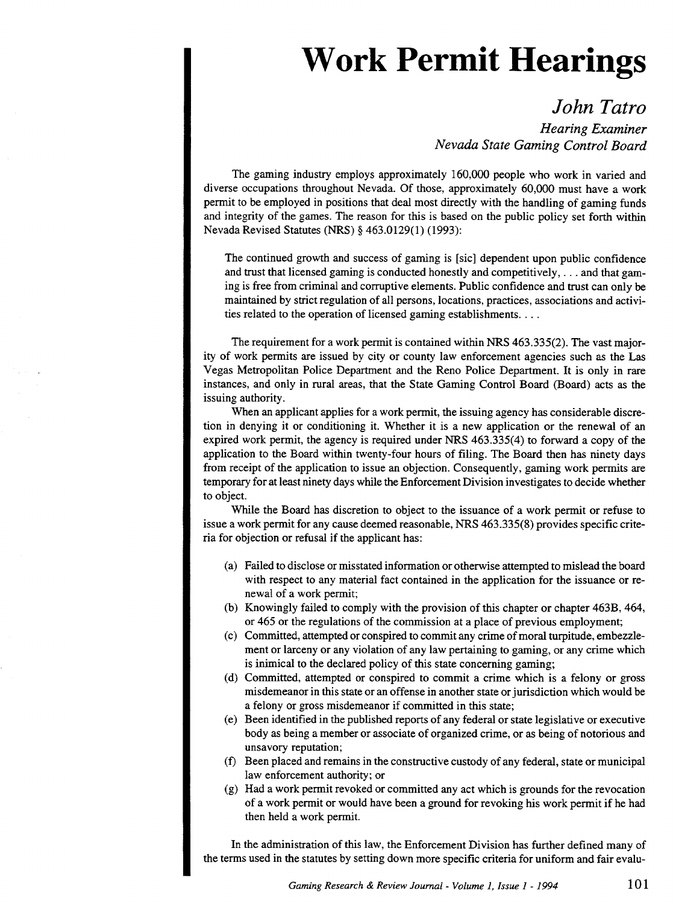# Work Permit Hearings

## *John Tatro*

*Hearing Examiner*
*Nevada State Gaming Control Board*

The gaming industry employs approximately 160,000 people who work in varied and diverse occupations throughout Nevada. Of those, approximately 60,000 must have a work permit to be employed in positions that deal most directly with the handling of gaming funds and integrity of the games. The reason for this is based on the public policy set forth within Nevada Revised Statutes (NRS) § 463.0129(1) (1993):

> The continued growth and success of gaming is [sic] dependent upon public confidence and trust that licensed gaming is conducted honestly and competitively, . . . and that gaming is free from criminal and corruptive elements. Public confidence and trust can only be maintained by strict regulation of all persons, locations, practices, associations and activities related to the operation of licensed gaming establishments. . . .

The requirement for a work permit is contained within NRS 463.335(2). The vast majority of work permits are issued by city or county law enforcement agencies such as the Las Vegas Metropolitan Police Department and the Reno Police Department. It is only in rare instances, and only in rural areas, that the State Gaming Control Board (Board) acts as the issuing authority.

When an applicant applies for a work permit, the issuing agency has considerable discretion in denying it or conditioning it. Whether it is a new application or the renewal of an expired work permit, the agency is required under NRS 463.335(4) to forward a copy of the application to the Board within twenty-four hours of filing. The Board then has ninety days from receipt of the application to issue an objection. Consequently, gaming work permits are temporary for at least ninety days while the Enforcement Division investigates to decide whether to object.

While the Board has discretion to object to the issuance of a work permit or refuse to issue a work permit for any cause deemed reasonable, NRS 463.335(8) provides specific criteria for objection or refusal if the applicant has:

(a) Failed to disclose or misstated information or otherwise attempted to mislead the board with respect to any material fact contained in the application for the issuance or renewal of a work permit;

(b) Knowingly failed to comply with the provision of this chapter or chapter 463B, 464, or 465 or the regulations of the commission at a place of previous employment;

(c) Committed, attempted or conspired to commit any crime of moral turpitude, embezzlement or larceny or any violation of any law pertaining to gaming, or any crime which is inimical to the declared policy of this state concerning gaming;

(d) Committed, attempted or conspired to commit a crime which is a felony or gross misdemeanor in this state or an offense in another state or jurisdiction which would be a felony or gross misdemeanor if committed in this state;

(e) Been identified in the published reports of any federal or state legislative or executive body as being a member or associate of organized crime, or as being of notorious and unsavory reputation;

(f) Been placed and remains in the constructive custody of any federal, state or municipal law enforcement authority; or

(g) Had a work permit revoked or committed any act which is grounds for the revocation of a work permit or would have been a ground for revoking his work permit if he had then held a work permit.

In the administration of this law, the Enforcement Division has further defined many of the terms used in the statutes by setting down more specific criteria for uniform and fair evalu-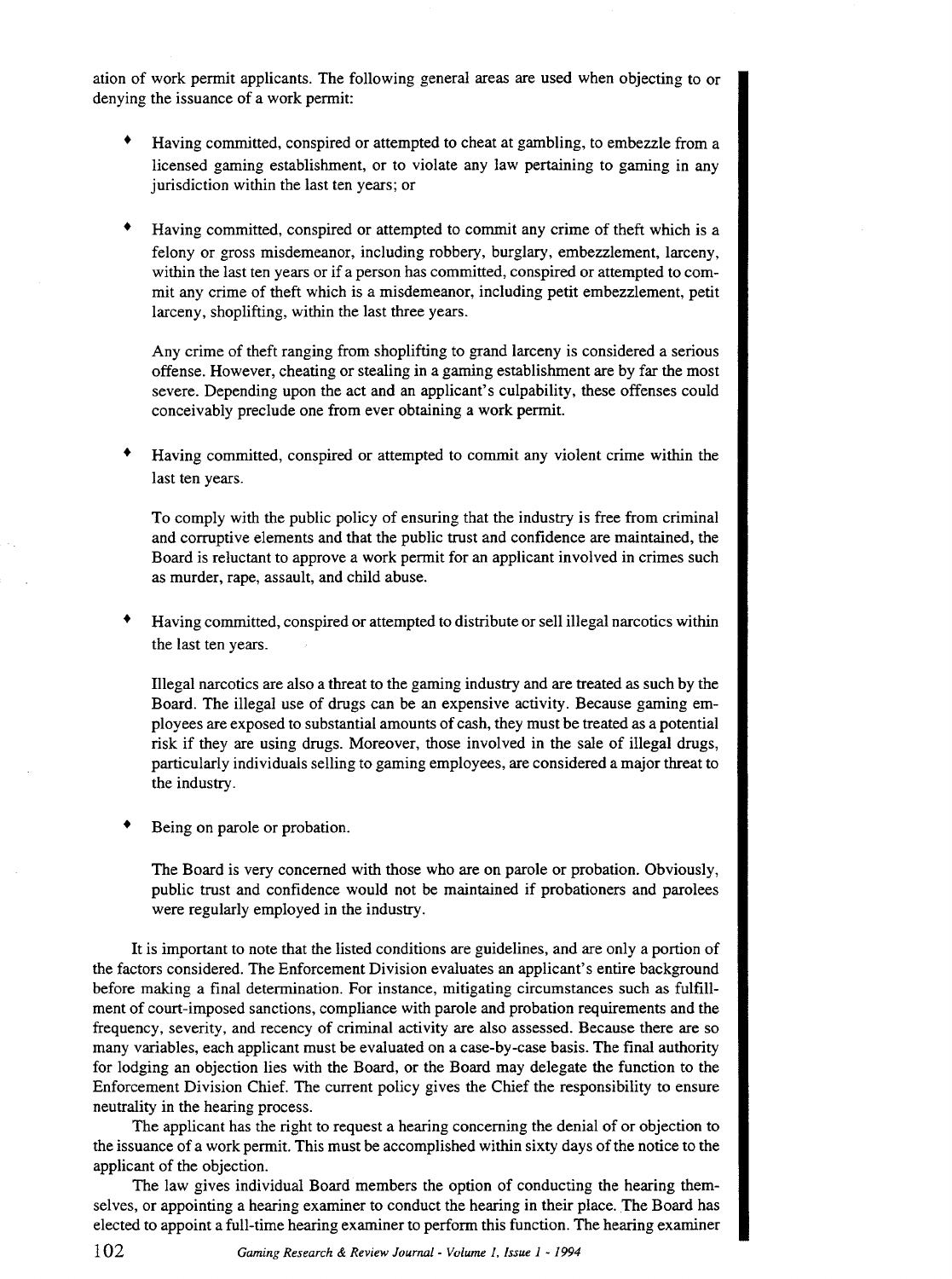ation of work permit applicants. The following general areas are used when objecting to or denying the issuance of a work permit:

- Having committed, conspired or attempted to cheat at gambling, to embezzle from a licensed gaming establishment, or to violate any law pertaining to gaming in any jurisdiction within the last ten years; or

- Having committed, conspired or attempted to commit any crime of theft which is a felony or gross misdemeanor, including robbery, burglary, embezzlement, larceny, within the last ten years or if a person has committed, conspired or attempted to commit any crime of theft which is a misdemeanor, including petit embezzlement, petit larceny, shoplifting, within the last three years.

  Any crime of theft ranging from shoplifting to grand larceny is considered a serious offense. However, cheating or stealing in a gaming establishment are by far the most severe. Depending upon the act and an applicant's culpability, these offenses could conceivably preclude one from ever obtaining a work permit.

- Having committed, conspired or attempted to commit any violent crime within the last ten years.

  To comply with the public policy of ensuring that the industry is free from criminal and corruptive elements and that the public trust and confidence are maintained, the Board is reluctant to approve a work permit for an applicant involved in crimes such as murder, rape, assault, and child abuse.

- Having committed, conspired or attempted to distribute or sell illegal narcotics within the last ten years.

  Illegal narcotics are also a threat to the gaming industry and are treated as such by the Board. The illegal use of drugs can be an expensive activity. Because gaming employees are exposed to substantial amounts of cash, they must be treated as a potential risk if they are using drugs. Moreover, those involved in the sale of illegal drugs, particularly individuals selling to gaming employees, are considered a major threat to the industry.

- Being on parole or probation.

  The Board is very concerned with those who are on parole or probation. Obviously, public trust and confidence would not be maintained if probationers and parolees were regularly employed in the industry.

It is important to note that the listed conditions are guidelines, and are only a portion of the factors considered. The Enforcement Division evaluates an applicant's entire background before making a final determination. For instance, mitigating circumstances such as fulfillment of court-imposed sanctions, compliance with parole and probation requirements and the frequency, severity, and recency of criminal activity are also assessed. Because there are so many variables, each applicant must be evaluated on a case-by-case basis. The final authority for lodging an objection lies with the Board, or the Board may delegate the function to the Enforcement Division Chief. The current policy gives the Chief the responsibility to ensure neutrality in the hearing process.

The applicant has the right to request a hearing concerning the denial of or objection to the issuance of a work permit. This must be accomplished within sixty days of the notice to the applicant of the objection.

The law gives individual Board members the option of conducting the hearing themselves, or appointing a hearing examiner to conduct the hearing in their place. The Board has elected to appoint a full-time hearing examiner to perform this function. The hearing examiner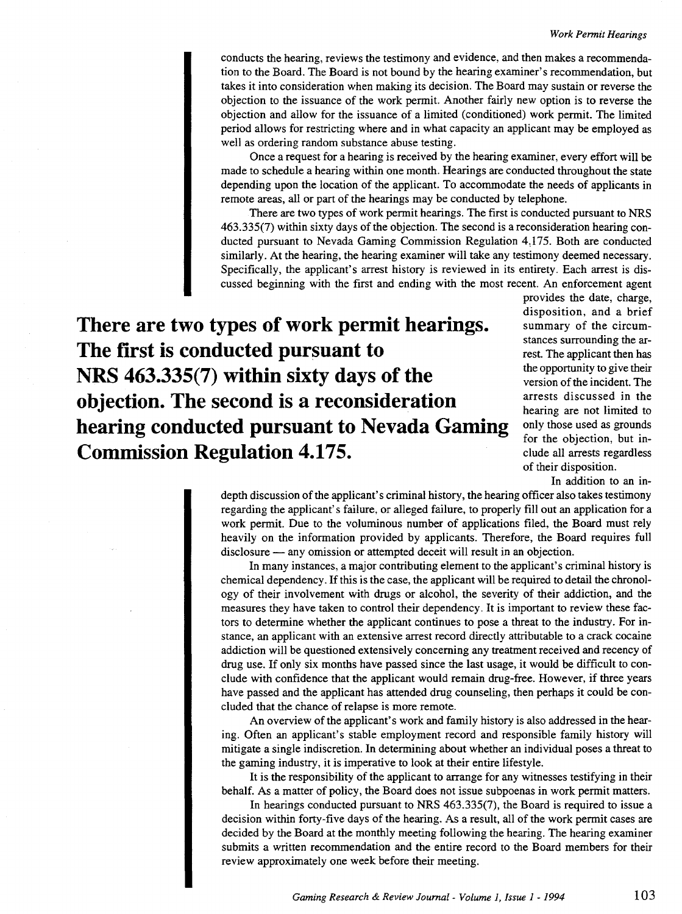conducts the hearing, reviews the testimony and evidence, and then makes a recommendation to the Board. The Board is not bound by the hearing examiner's recommendation, but takes it into consideration when making its decision. The Board may sustain or reverse the objection to the issuance of the work permit. Another fairly new option is to reverse the objection and allow for the issuance of a limited (conditioned) work permit. The limited period allows for restricting where and in what capacity an applicant may be employed as well as ordering random substance abuse testing.

Once a request for a hearing is received by the hearing examiner, every effort will be made to schedule a hearing within one month. Hearings are conducted throughout the state depending upon the location of the applicant. To accommodate the needs of applicants in remote areas, all or part of the hearings may be conducted by telephone.

There are two types of work permit hearings. The first is conducted pursuant to NRS 463.335(7) within sixty days of the objection. The second is a reconsideration hearing conducted pursuant to Nevada Gaming Commission Regulation 4.175. Both are conducted similarly. At the hearing, the hearing examiner will take any testimony deemed necessary. Specifically, the applicant's arrest history is reviewed in its entirety. Each arrest is discussed beginning with the first and ending with the most recent. An enforcement agent provides the date, charge, disposition, and a brief summary of the circumstances surrounding the arrest. The applicant then has the opportunity to give their version of the incident. The arrests discussed in the hearing are not limited to only those used as grounds for the objection, but include all arrests regardless of their disposition.

**There are two types of work permit hearings. The first is conducted pursuant to NRS 463.335(7) within sixty days of the objection. The second is a reconsideration hearing conducted pursuant to Nevada Gaming Commission Regulation 4.175.**

In addition to an in-depth discussion of the applicant's criminal history, the hearing officer also takes testimony regarding the applicant's failure, or alleged failure, to properly fill out an application for a work permit. Due to the voluminous number of applications filed, the Board must rely heavily on the information provided by applicants. Therefore, the Board requires full disclosure — any omission or attempted deceit will result in an objection.

In many instances, a major contributing element to the applicant's criminal history is chemical dependency. If this is the case, the applicant will be required to detail the chronology of their involvement with drugs or alcohol, the severity of their addiction, and the measures they have taken to control their dependency. It is important to review these factors to determine whether the applicant continues to pose a threat to the industry. For instance, an applicant with an extensive arrest record directly attributable to a crack cocaine addiction will be questioned extensively concerning any treatment received and recency of drug use. If only six months have passed since the last usage, it would be difficult to conclude with confidence that the applicant would remain drug-free. However, if three years have passed and the applicant has attended drug counseling, then perhaps it could be concluded that the chance of relapse is more remote.

An overview of the applicant's work and family history is also addressed in the hearing. Often an applicant's stable employment record and responsible family history will mitigate a single indiscretion. In determining about whether an individual poses a threat to the gaming industry, it is imperative to look at their entire lifestyle.

It is the responsibility of the applicant to arrange for any witnesses testifying in their behalf. As a matter of policy, the Board does not issue subpoenas in work permit matters.

In hearings conducted pursuant to NRS 463.335(7), the Board is required to issue a decision within forty-five days of the hearing. As a result, all of the work permit cases are decided by the Board at the monthly meeting following the hearing. The hearing examiner submits a written recommendation and the entire record to the Board members for their review approximately one week before their meeting.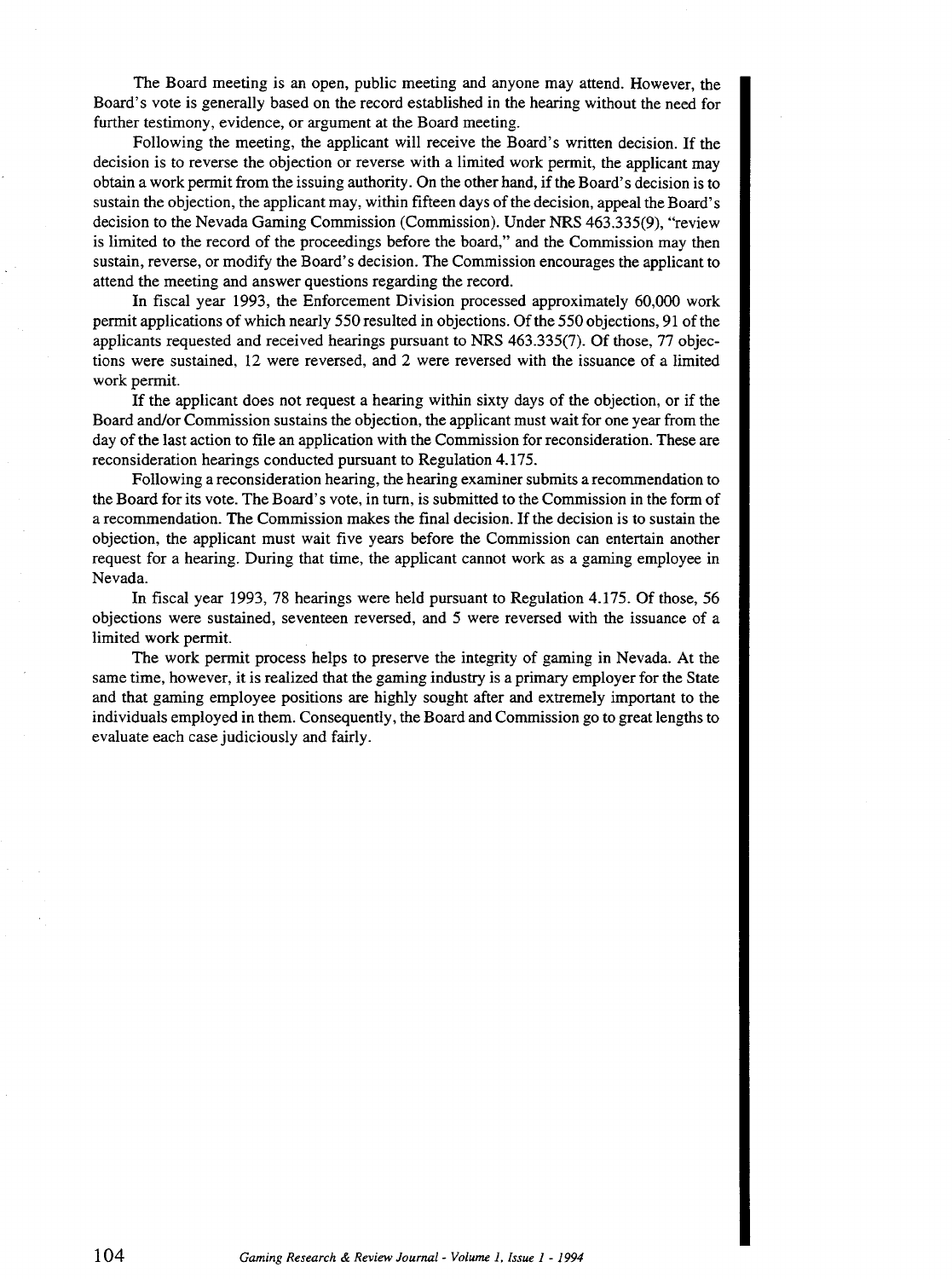The Board meeting is an open, public meeting and anyone may attend. However, the Board's vote is generally based on the record established in the hearing without the need for further testimony, evidence, or argument at the Board meeting.

Following the meeting, the applicant will receive the Board's written decision. If the decision is to reverse the objection or reverse with a limited work permit, the applicant may obtain a work permit from the issuing authority. On the other hand, if the Board's decision is to sustain the objection, the applicant may, within fifteen days of the decision, appeal the Board's decision to the Nevada Gaming Commission (Commission). Under NRS 463.335(9), "review is limited to the record of the proceedings before the board," and the Commission may then sustain, reverse, or modify the Board's decision. The Commission encourages the applicant to attend the meeting and answer questions regarding the record.

In fiscal year 1993, the Enforcement Division processed approximately 60,000 work permit applications of which nearly 550 resulted in objections. Of the 550 objections, 91 of the applicants requested and received hearings pursuant to NRS 463.335(7). Of those, 77 objections were sustained, 12 were reversed, and 2 were reversed with the issuance of a limited work permit.

If the applicant does not request a hearing within sixty days of the objection, or if the Board and/or Commission sustains the objection, the applicant must wait for one year from the day of the last action to file an application with the Commission for reconsideration. These are reconsideration hearings conducted pursuant to Regulation 4.175.

Following a reconsideration hearing, the hearing examiner submits a recommendation to the Board for its vote. The Board's vote, in turn, is submitted to the Commission in the form of a recommendation. The Commission makes the final decision. If the decision is to sustain the objection, the applicant must wait five years before the Commission can entertain another request for a hearing. During that time, the applicant cannot work as a gaming employee in Nevada.

In fiscal year 1993, 78 hearings were held pursuant to Regulation 4.175. Of those, 56 objections were sustained, seventeen reversed, and 5 were reversed with the issuance of a limited work permit.

The work permit process helps to preserve the integrity of gaming in Nevada. At the same time, however, it is realized that the gaming industry is a primary employer for the State and that gaming employee positions are highly sought after and extremely important to the individuals employed in them. Consequently, the Board and Commission go to great lengths to evaluate each case judiciously and fairly.